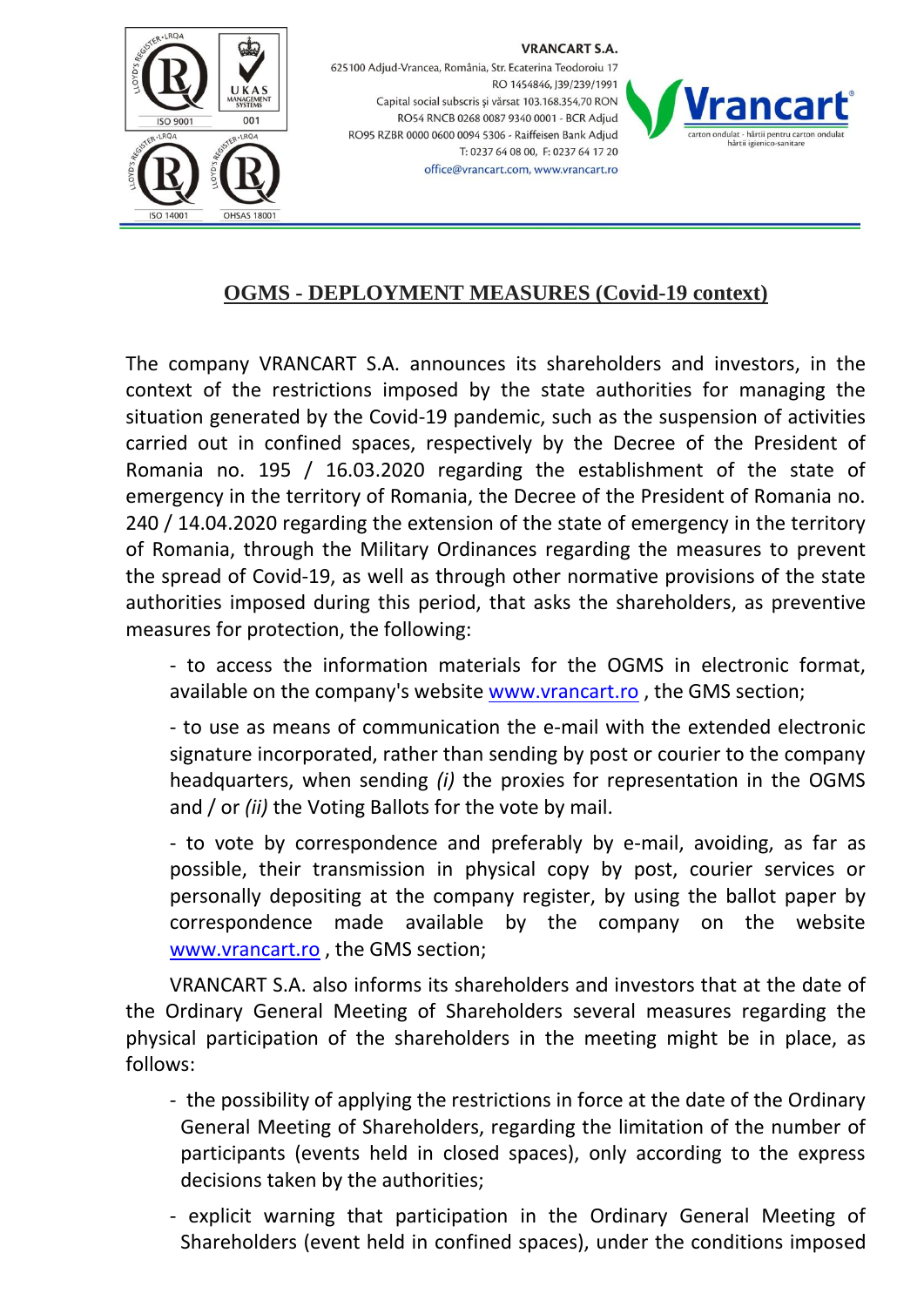VRANCART S.A.
625100 Adjud-Vrancea, România, Str. Ecaterina Teodoroiu 17
RO 1454846, J39/239/1991
Capital social subscris şi vărsat 103.168.354,70 RON
RO54 RNCB 0268 0087 9340 0001 - BCR Adjud
RO95 RZBR 0000 0600 0094 5306 - Raiffeisen Bank Adjud
T: 0237 64 08 00, F: 0237 64 17 20
office@vrancart.com, www.vrancart.ro

## OGMS - DEPLOYMENT MEASURES (Covid-19 context)

The company VRANCART S.A. announces its shareholders and investors, in the context of the restrictions imposed by the state authorities for managing the situation generated by the Covid-19 pandemic, such as the suspension of activities carried out in confined spaces, respectively by the Decree of the President of Romania no. 195 / 16.03.2020 regarding the establishment of the state of emergency in the territory of Romania, the Decree of the President of Romania no. 240 / 14.04.2020 regarding the extension of the state of emergency in the territory of Romania, through the Military Ordinances regarding the measures to prevent the spread of Covid-19, as well as through other normative provisions of the state authorities imposed during this period, that asks the shareholders, as preventive measures for protection, the following:

- to access the information materials for the OGMS in electronic format, available on the company's website www.vrancart.ro , the GMS section;
- to use as means of communication the e-mail with the extended electronic signature incorporated, rather than sending by post or courier to the company headquarters, when sending *(i)* the proxies for representation in the OGMS and / or *(ii)* the Voting Ballots for the vote by mail.
- to vote by correspondence and preferably by e-mail, avoiding, as far as possible, their transmission in physical copy by post, courier services or personally depositing at the company register, by using the ballot paper by correspondence made available by the company on the website www.vrancart.ro , the GMS section;

VRANCART S.A. also informs its shareholders and investors that at the date of the Ordinary General Meeting of Shareholders several measures regarding the physical participation of the shareholders in the meeting might be in place, as follows:

- the possibility of applying the restrictions in force at the date of the Ordinary General Meeting of Shareholders, regarding the limitation of the number of participants (events held in closed spaces), only according to the express decisions taken by the authorities;
- explicit warning that participation in the Ordinary General Meeting of Shareholders (event held in confined spaces), under the conditions imposed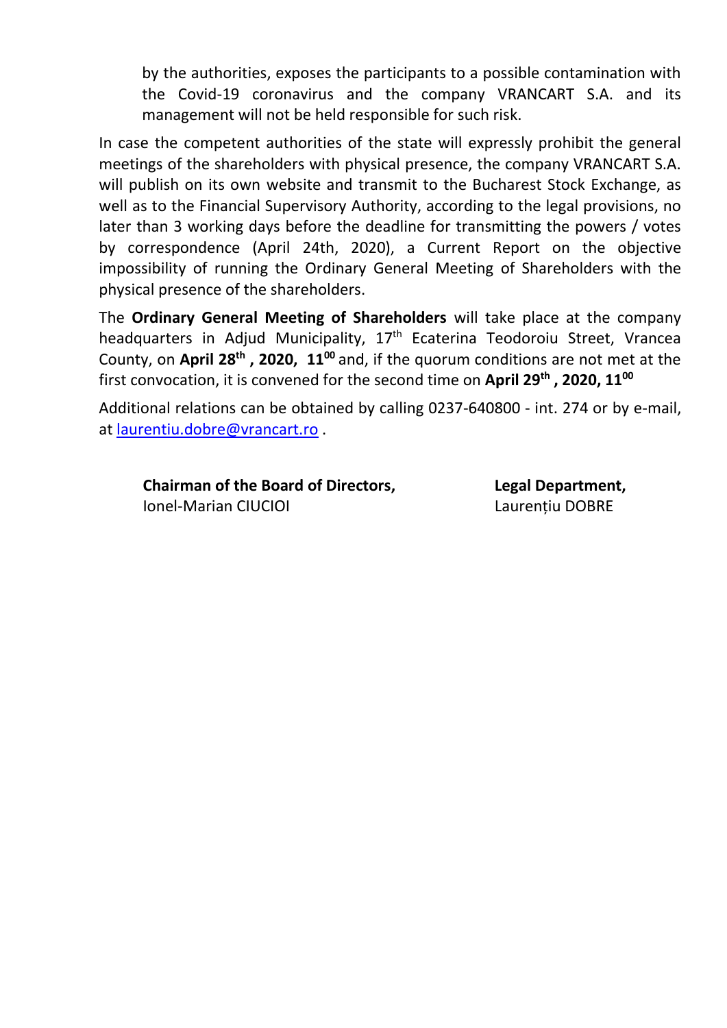by the authorities, exposes the participants to a possible contamination with the Covid-19 coronavirus and the company VRANCART S.A. and its management will not be held responsible for such risk.

In case the competent authorities of the state will expressly prohibit the general meetings of the shareholders with physical presence, the company VRANCART S.A. will publish on its own website and transmit to the Bucharest Stock Exchange, as well as to the Financial Supervisory Authority, according to the legal provisions, no later than 3 working days before the deadline for transmitting the powers / votes by correspondence (April 24th, 2020), a Current Report on the objective impossibility of running the Ordinary General Meeting of Shareholders with the physical presence of the shareholders.

The **Ordinary General Meeting of Shareholders** will take place at the company headquarters in Adjud Municipality, 17th Ecaterina Teodoroiu Street, Vrancea County, on **April 28th , 2020, 11:00** and, if the quorum conditions are not met at the first convocation, it is convened for the second time on **April 29th , 2020, 11:00**

Additional relations can be obtained by calling 0237-640800 - int. 274 or by e-mail, at laurentiu.dobre@vrancart.ro .

**Chairman of the Board of Directors,**
Ionel-Marian CIUCIOI

**Legal Department,**
Laurențiu DOBRE